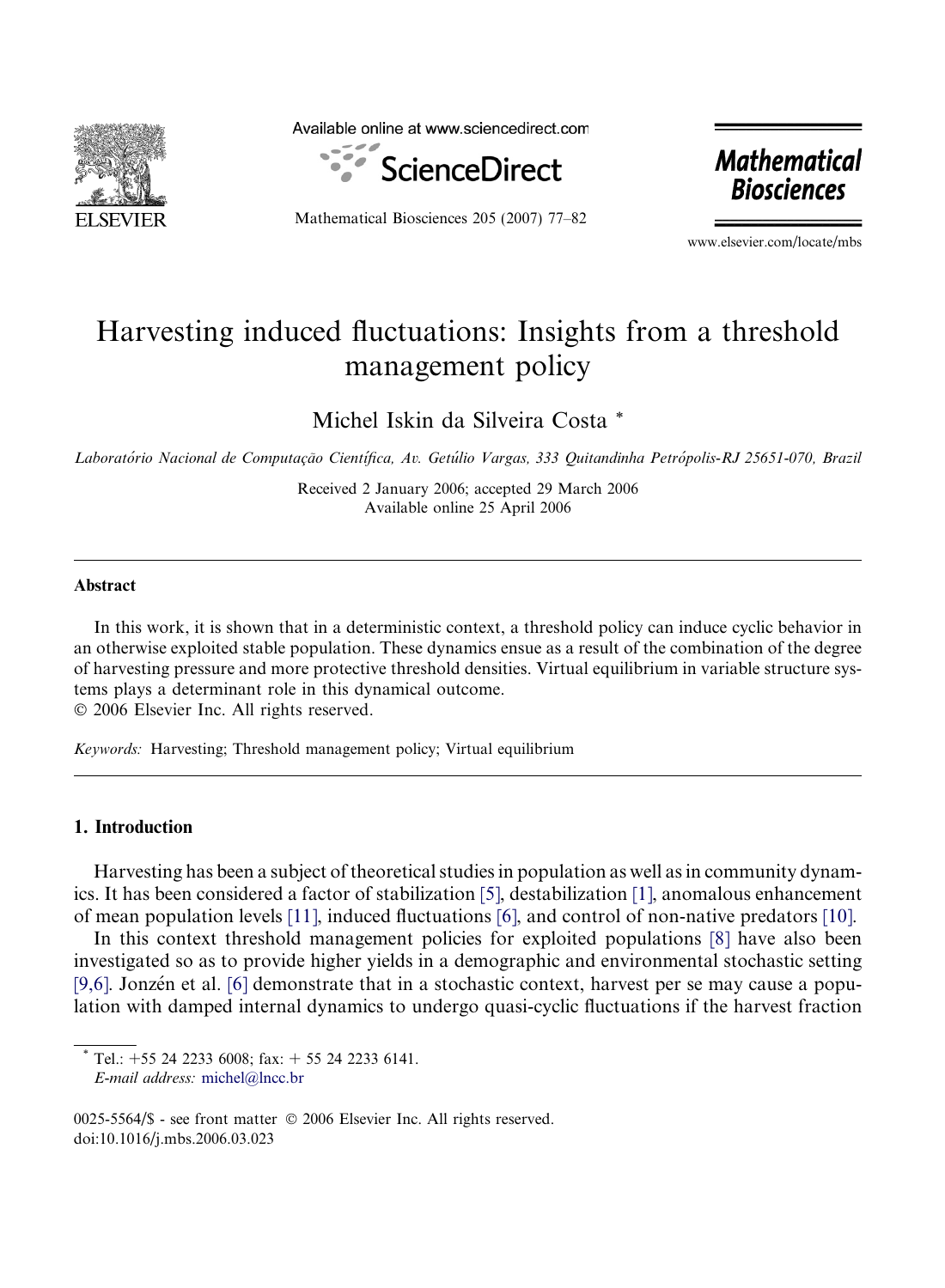# Harvesting induced fluctuations: Insights from a threshold management policy

Michel Iskin da Silveira Costa *

*Laboratório Nacional de Computação Científica, Av. Getúlio Vargas, 333 Quitandinha Petrópolis-RJ 25651-070, Brazil*

Received 2 January 2006; accepted 29 March 2006
Available online 25 April 2006

## Abstract

In this work, it is shown that in a deterministic context, a threshold policy can induce cyclic behavior in an otherwise exploited stable population. These dynamics ensue as a result of the combination of the degree of harvesting pressure and more protective threshold densities. Virtual equilibrium in variable structure systems plays a determinant role in this dynamical outcome.
© 2006 Elsevier Inc. All rights reserved.

*Keywords:* Harvesting; Threshold management policy; Virtual equilibrium

## 1. Introduction

Harvesting has been a subject of theoretical studies in population as well as in community dynamics. It has been considered a factor of stabilization [5], destabilization [1], anomalous enhancement of mean population levels [11], induced fluctuations [6], and control of non-native predators [10].

In this context threshold management policies for exploited populations [8] have also been investigated so as to provide higher yields in a demographic and environmental stochastic setting [9,6]. Jonzén et al. [6] demonstrate that in a stochastic context, harvest per se may cause a population with damped internal dynamics to undergo quasi-cyclic fluctuations if the harvest fraction

* Tel.: +55 24 2233 6008; fax: + 55 24 2233 6141.
*E-mail address:* michel@lncc.br

0025-5564/$ - see front matter © 2006 Elsevier Inc. All rights reserved.
doi:10.1016/j.mbs.2006.03.023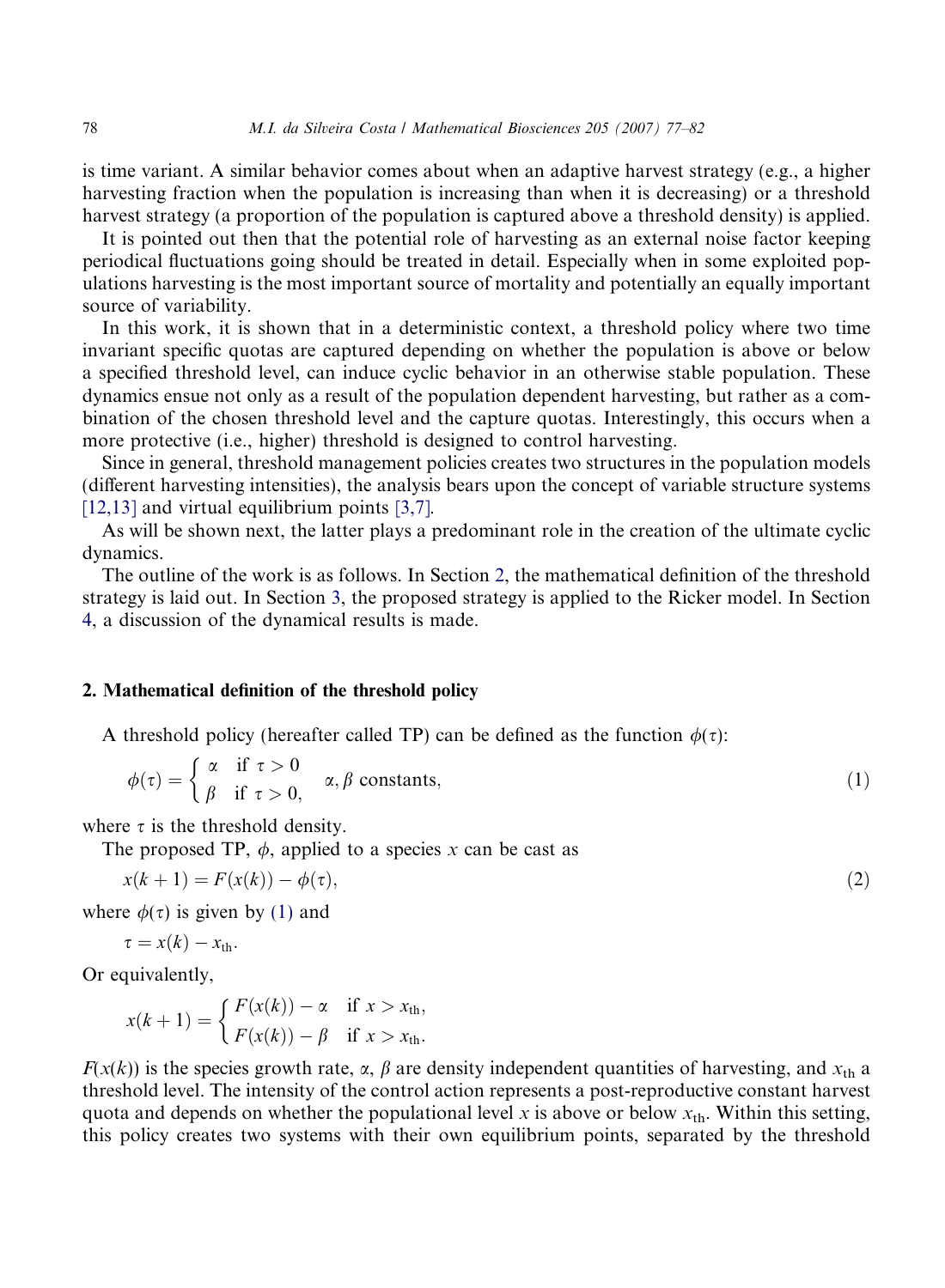is time variant. A similar behavior comes about when an adaptive harvest strategy (e.g., a higher harvesting fraction when the population is increasing than when it is decreasing) or a threshold harvest strategy (a proportion of the population is captured above a threshold density) is applied.

It is pointed out then that the potential role of harvesting as an external noise factor keeping periodical fluctuations going should be treated in detail. Especially when in some exploited populations harvesting is the most important source of mortality and potentially an equally important source of variability.

In this work, it is shown that in a deterministic context, a threshold policy where two time invariant specific quotas are captured depending on whether the population is above or below a specified threshold level, can induce cyclic behavior in an otherwise stable population. These dynamics ensue not only as a result of the population dependent harvesting, but rather as a combination of the chosen threshold level and the capture quotas. Interestingly, this occurs when a more protective (i.e., higher) threshold is designed to control harvesting.

Since in general, threshold management policies creates two structures in the population models (different harvesting intensities), the analysis bears upon the concept of variable structure systems [12,13] and virtual equilibrium points [3,7].

As will be shown next, the latter plays a predominant role in the creation of the ultimate cyclic dynamics.

The outline of the work is as follows. In Section 2, the mathematical definition of the threshold strategy is laid out. In Section 3, the proposed strategy is applied to the Ricker model. In Section 4, a discussion of the dynamical results is made.

## 2. Mathematical definition of the threshold policy

A threshold policy (hereafter called TP) can be defined as the function $\phi(\tau)$:

$$\phi(\tau) = \begin{cases} \alpha & \text{if } \tau > 0 \\ \beta & \text{if } \tau > 0, \end{cases} \quad \alpha, \beta \text{ constants,} \tag{1}$$

where $\tau$ is the threshold density.

The proposed TP, $\phi$, applied to a species $x$ can be cast as

$$x(k+1) = F(x(k)) - \phi(\tau), \tag{2}$$

where $\phi(\tau)$ is given by (1) and

$$\tau = x(k) - x_{\text{th}}.$$

Or equivalently,

$$x(k+1) = \begin{cases} F(x(k)) - \alpha & \text{if } x > x_{\text{th}}, \\ F(x(k)) - \beta & \text{if } x > x_{\text{th}}. \end{cases}$$

$F(x(k))$ is the species growth rate, $\alpha$, $\beta$ are density independent quantities of harvesting, and $x_{\text{th}}$ a threshold level. The intensity of the control action represents a post-reproductive constant harvest quota and depends on whether the populational level $x$ is above or below $x_{\text{th}}$. Within this setting, this policy creates two systems with their own equilibrium points, separated by the threshold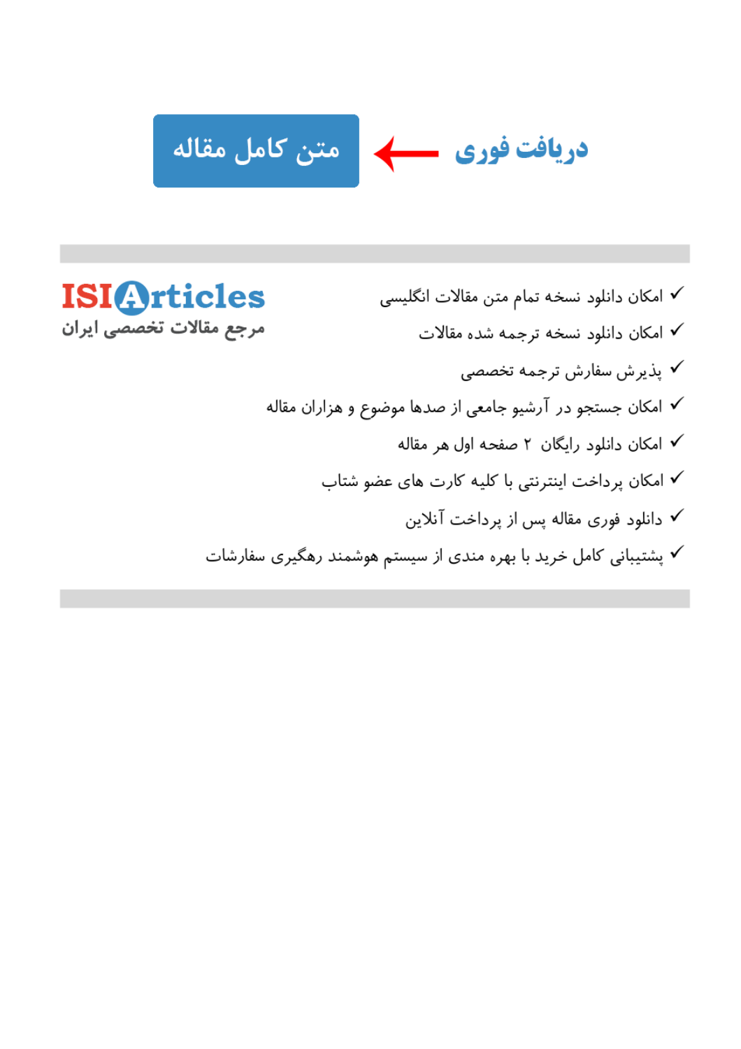دریافت فوری ← متن کامل مقاله

ISIArticles
مرجع مقالات تخصصی ایران

- ✓ امکان دانلود نسخه تمام متن مقالات انگلیسی
- ✓ امکان دانلود نسخه ترجمه شده مقالات
- ✓ پذیرش سفارش ترجمه تخصصی
- ✓ امکان جستجو در آرشیو جامعی از صدها موضوع و هزاران مقاله
- ✓ امکان دانلود رایگان ۲ صفحه اول هر مقاله
- ✓ امکان پرداخت اینترنتی با کلیه کارت های عضو شتاب
- ✓ دانلود فوری مقاله پس از پرداخت آنلاین
- ✓ پشتیبانی کامل خرید با بهره مندی از سیستم هوشمند رهگیری سفارشات